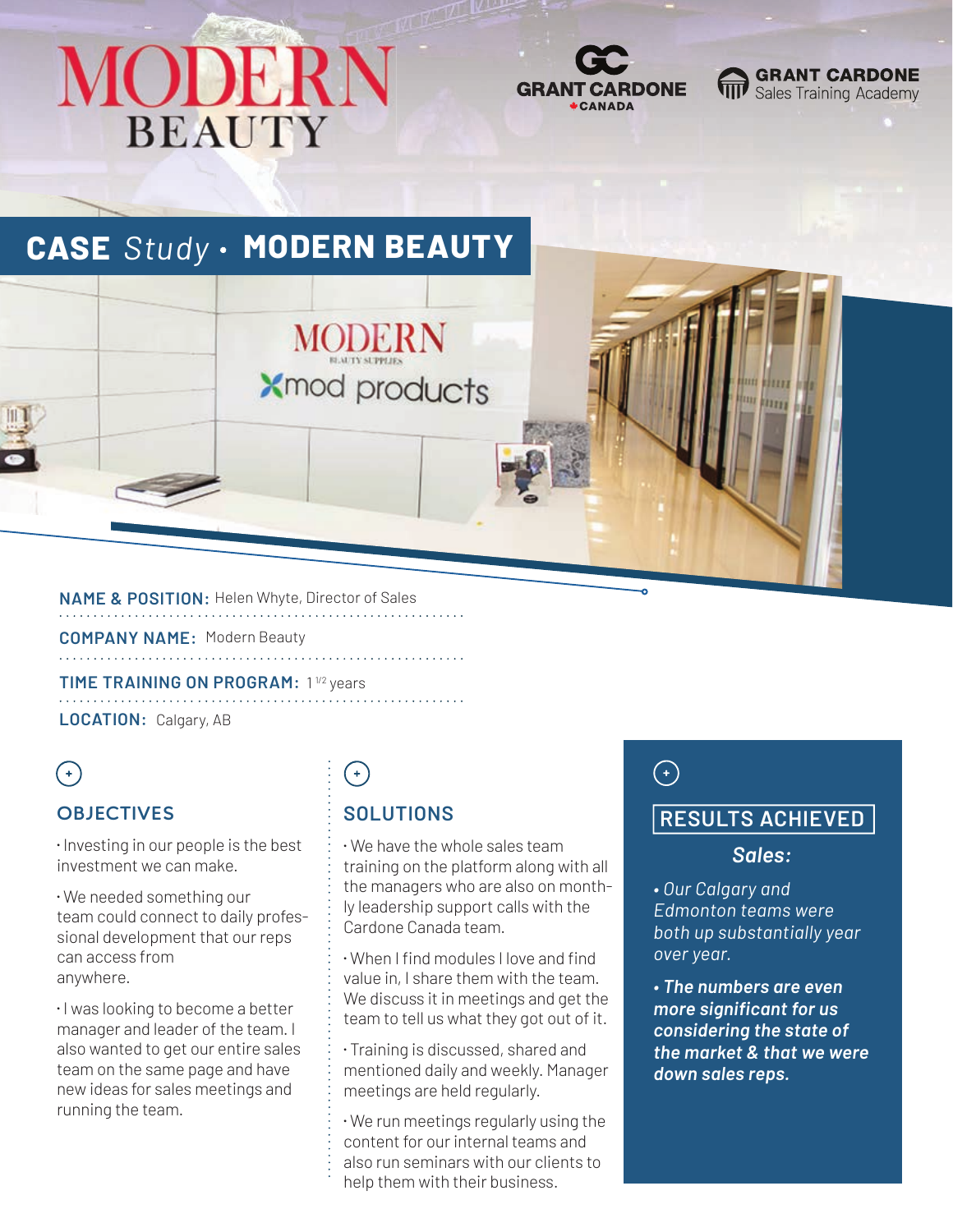MODERN BEAUTY

GRANT CARDONE CANADA

GRANT CARDONE Sales Training Academy

# CASE *Study* • MODERN BEAUTY

**NAME & POSITION:** Helen Whyte, Director of Sales

**COMPANY NAME:** Modern Beauty

**TIME TRAINING ON PROGRAM:** 1 1/2 years

**LOCATION:** Calgary, AB

## OBJECTIVES

- Investing in our people is the best investment we can make.
- We needed something our team could connect to daily professional development that our reps can access from anywhere.
- I was looking to become a better manager and leader of the team. I also wanted to get our entire sales team on the same page and have new ideas for sales meetings and running the team.

## SOLUTIONS

- We have the whole sales team training on the platform along with all the managers who are also on monthly leadership support calls with the Cardone Canada team.
- When I find modules I love and find value in, I share them with the team. We discuss it in meetings and get the team to tell us what they got out of it.
- Training is discussed, shared and mentioned daily and weekly. Manager meetings are held regularly.
- We run meetings regularly using the content for our internal teams and also run seminars with our clients to help them with their business.

## RESULTS ACHIEVED

### *Sales:*

- *Our Calgary and Edmonton teams were both up substantially year over year.*
- ***The numbers are even more significant for us considering the state of the market & that we were down sales reps.***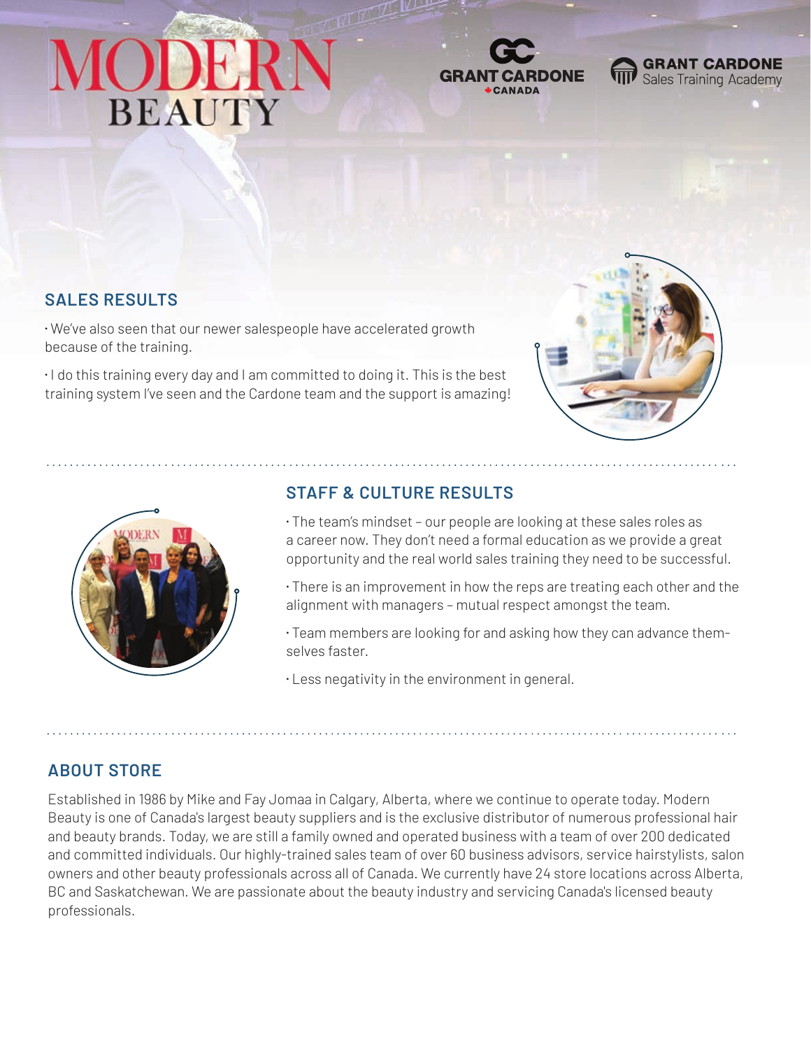# MODERN BEAUTY

GRANT CARDONE CANADA

GRANT CARDONE Sales Training Academy

## SALES RESULTS

- We've also seen that our newer salespeople have accelerated growth because of the training.
- I do this training every day and I am committed to doing it. This is the best training system I've seen and the Cardone team and the support is amazing!

## STAFF & CULTURE RESULTS

- The team's mindset – our people are looking at these sales roles as a career now. They don't need a formal education as we provide a great opportunity and the real world sales training they need to be successful.
- There is an improvement in how the reps are treating each other and the alignment with managers – mutual respect amongst the team.
- Team members are looking for and asking how they can advance themselves faster.
- Less negativity in the environment in general.

## ABOUT STORE

Established in 1986 by Mike and Fay Jomaa in Calgary, Alberta, where we continue to operate today. Modern Beauty is one of Canada's largest beauty suppliers and is the exclusive distributor of numerous professional hair and beauty brands. Today, we are still a family owned and operated business with a team of over 200 dedicated and committed individuals. Our highly-trained sales team of over 60 business advisors, service hairstylists, salon owners and other beauty professionals across all of Canada. We currently have 24 store locations across Alberta, BC and Saskatchewan. We are passionate about the beauty industry and servicing Canada's licensed beauty professionals.